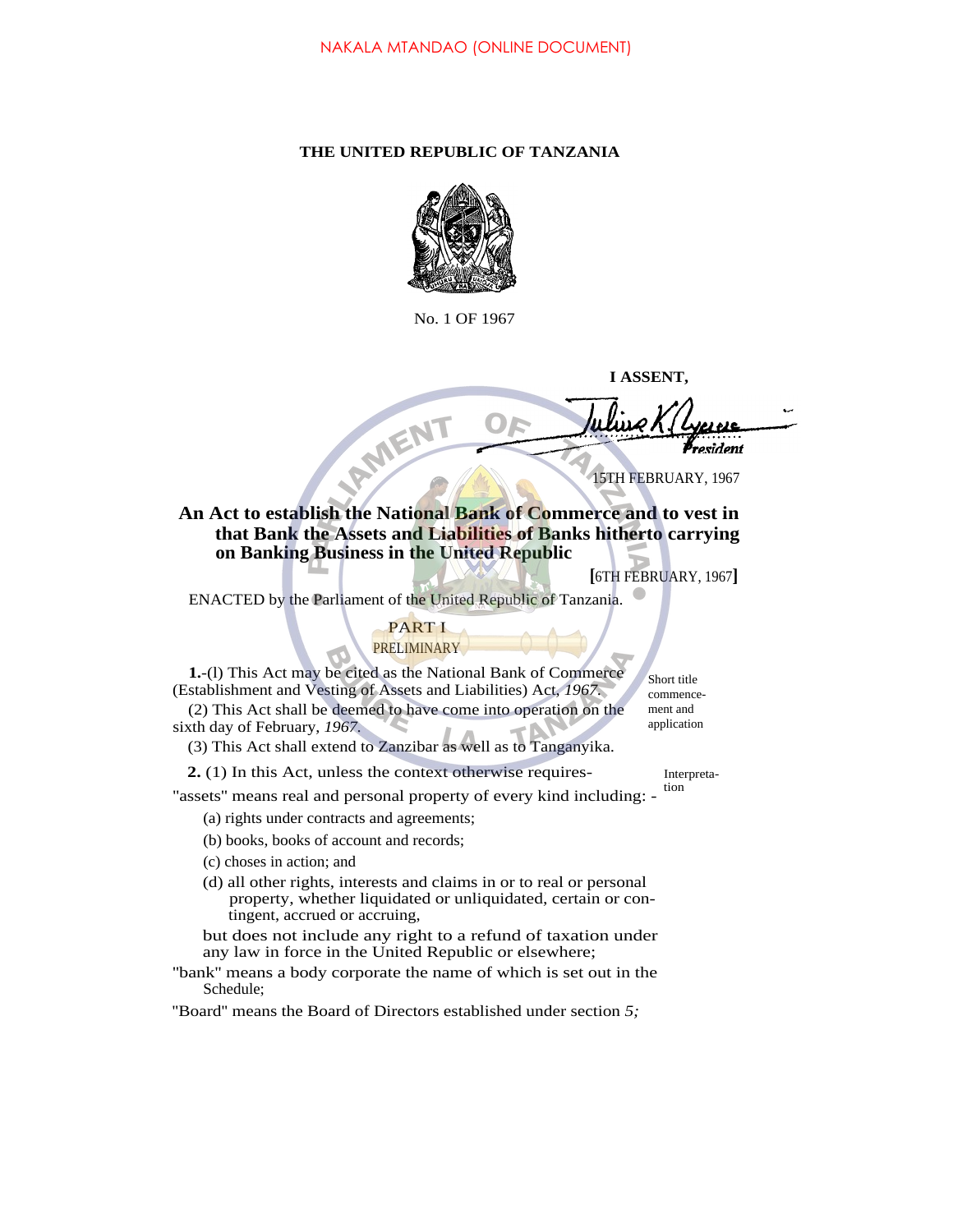NAKALA MTANDAO (ONLINE DOCUMENT)

**THE UNITED REPUBLIC OF TANZANIA**

No. 1 OF 1967

**I ASSENT,**

*President*

15TH FEBRUARY, 1967

**An Act to establish the National Bank of Commerce and to vest in that Bank the Assets and Liabilities of Banks hitherto carrying on Banking Business in the United Republic**

**[**6TH FEBRUARY, 1967**]**

ENACTED by the Parliament of the United Republic of Tanzania.

## PART I
### PRELIMINARY

Short title commencement and application

**1.**-(l) This Act may be cited as the National Bank of Commerce (Establishment and Vesting of Assets and Liabilities) Act, *1967.*

(2) This Act shall be deemed to have come into operation on the sixth day of February, *1967*.

(3) This Act shall extend to Zanzibar as well as to Tanganyika.

Interpretation

**2.** (1) In this Act, unless the context otherwise requires-

"assets" means real and personal property of every kind including: -

(a) rights under contracts and agreements;

(b) books, books of account and records;

(c) choses in action; and

(d) all other rights, interests and claims in or to real or personal property, whether liquidated or unliquidated, certain or contingent, accrued or accruing,

but does not include any right to a refund of taxation under any law in force in the United Republic or elsewhere;

"bank" means a body corporate the name of which is set out in the Schedule;

"Board" means the Board of Directors established under section *5;*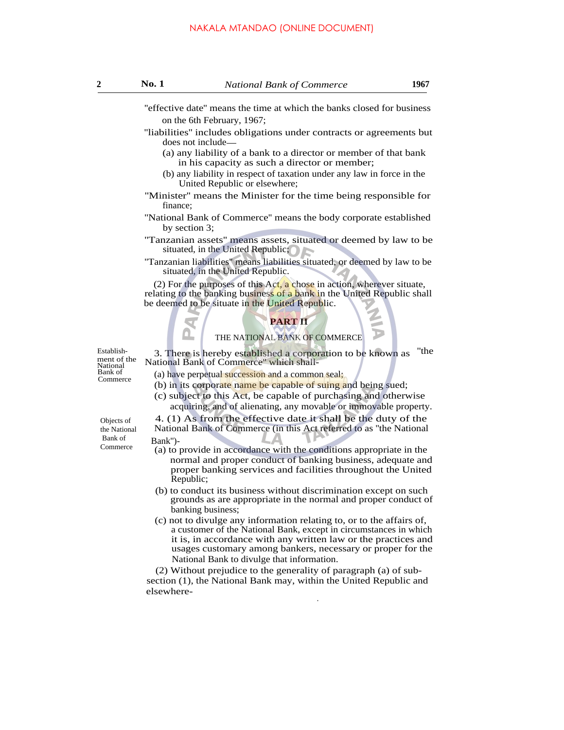"effective date" means the time at which the banks closed for business on the 6th February, 1967;

"liabilities" includes obligations under contracts or agreements but does not include—

(a) any liability of a bank to a director or member of that bank in his capacity as such a director or member;

(b) any liability in respect of taxation under any law in force in the United Republic or elsewhere;

"Minister" means the Minister for the time being responsible for finance;

"National Bank of Commerce" means the body corporate established by section 3;

"Tanzanian assets" means assets, situated or deemed by law to be situated, in the United Republic;

"Tanzanian liabilities" means liabilities situated, or deemed by law to be situated, in the United Republic.

(2) For the purposes of this Act, a chose in action, wherever situate, relating to the banking business of a bank in the United Republic shall be deemed to be situate in the United Republic.

## PART II

### THE NATIONAL BANK OF COMMERCE

*Establishment of the National Bank of Commerce*

3. There is hereby established a corporation to be known as "the National Bank of Commerce" which shall-

(a) have perpetual succession and a common seal;

(b) in its corporate name be capable of suing and being sued;

(c) subject to this Act, be capable of purchasing and otherwise acquiring, and of alienating, any movable or immovable property.

*Objects of the National Bank of Commerce*

4. (1) As from the effective date it shall be the duty of the National Bank of Commerce (in this Act referred to as "the National Bank")-

(a) to provide in accordance with the conditions appropriate in the normal and proper conduct of banking business, adequate and proper banking services and facilities throughout the United Republic;

(b) to conduct its business without discrimination except on such grounds as are appropriate in the normal and proper conduct of banking business;

(c) not to divulge any information relating to, or to the affairs of, a customer of the National Bank, except in circumstances in which it is, in accordance with any written law or the practices and usages customary among bankers, necessary or proper for the National Bank to divulge that information.

(2) Without prejudice to the generality of paragraph (a) of subsection (1), the National Bank may, within the United Republic and elsewhere-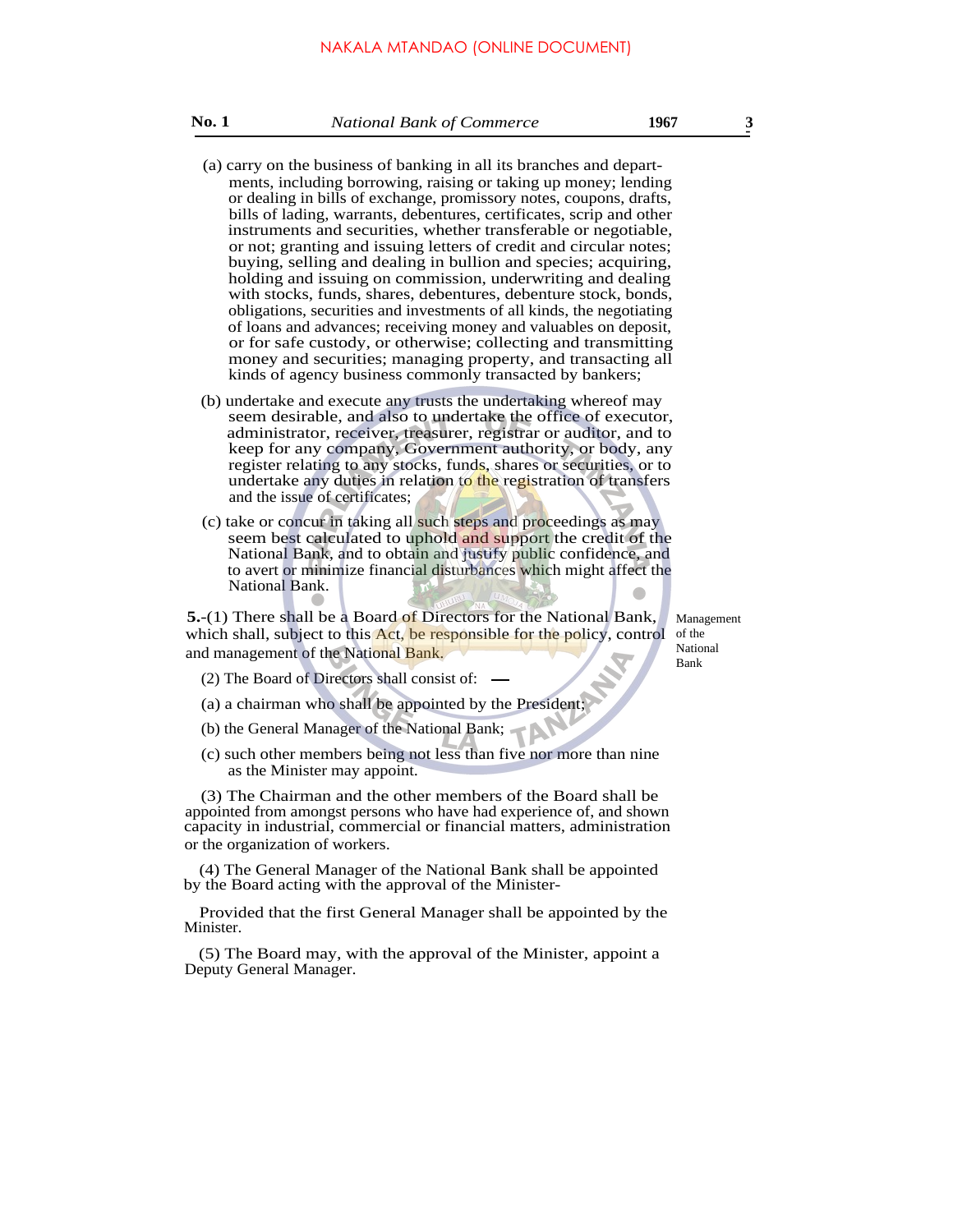(a) carry on the business of banking in all its branches and departments, including borrowing, raising or taking up money; lending or dealing in bills of exchange, promissory notes, coupons, drafts, bills of lading, warrants, debentures, certificates, scrip and other instruments and securities, whether transferable or negotiable, or not; granting and issuing letters of credit and circular notes; buying, selling and dealing in bullion and species; acquiring, holding and issuing on commission, underwriting and dealing with stocks, funds, shares, debentures, debenture stock, bonds, obligations, securities and investments of all kinds, the negotiating of loans and advances; receiving money and valuables on deposit, or for safe custody, or otherwise; collecting and transmitting money and securities; managing property, and transacting all kinds of agency business commonly transacted by bankers;

(b) undertake and execute any trusts the undertaking whereof may seem desirable, and also to undertake the office of executor, administrator, receiver, treasurer, registrar or auditor, and to keep for any company, Government authority, or body, any register relating to any stocks, funds, shares or securities, or to undertake any duties in relation to the registration of transfers and the issue of certificates;

(c) take or concur in taking all such steps and proceedings as may seem best calculated to uphold and support the credit of the National Bank, and to obtain and justify public confidence, and to avert or minimize financial disturbances which might affect the National Bank.

*Management of the National Bank*

**5.**-(1) There shall be a Board of Directors for the National Bank, which shall, subject to this Act, be responsible for the policy, control and management of the National Bank.

(2) The Board of Directors shall consist of: —

(a) a chairman who shall be appointed by the President;

(b) the General Manager of the National Bank;

(c) such other members being not less than five nor more than nine as the Minister may appoint.

(3) The Chairman and the other members of the Board shall be appointed from amongst persons who have had experience of, and shown capacity in industrial, commercial or financial matters, administration or the organization of workers.

(4) The General Manager of the National Bank shall be appointed by the Board acting with the approval of the Minister-

Provided that the first General Manager shall be appointed by the Minister.

(5) The Board may, with the approval of the Minister, appoint a Deputy General Manager.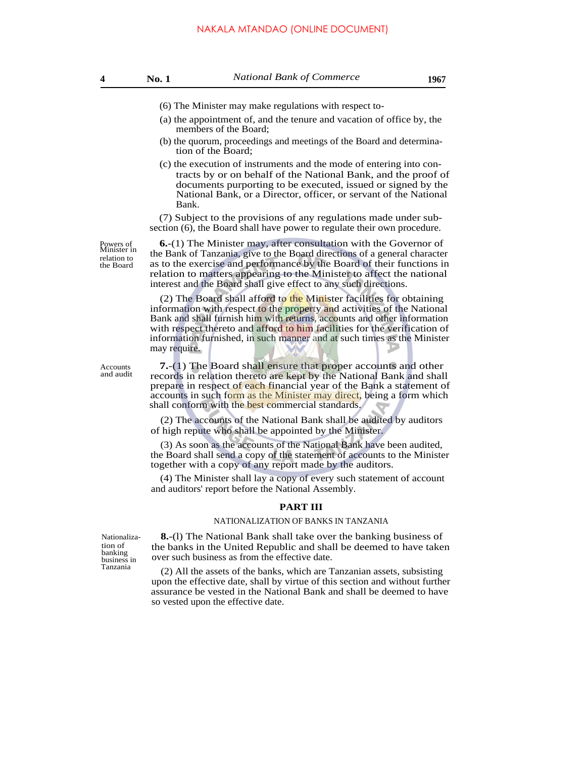(6) The Minister may make regulations with respect to-

(a) the appointment of, and the tenure and vacation of office by, the members of the Board;

(b) the quorum, proceedings and meetings of the Board and determination of the Board;

(c) the execution of instruments and the mode of entering into contracts by or on behalf of the National Bank, and the proof of documents purporting to be executed, issued or signed by the National Bank, or a Director, officer, or servant of the National Bank.

(7) Subject to the provisions of any regulations made under subsection (6), the Board shall have power to regulate their own procedure.

*Powers of Minister in relation to the Board*

**6.**-(1) The Minister may, after consultation with the Governor of the Bank of Tanzania, give to the Board directions of a general character as to the exercise and performance by the Board of their functions in relation to matters appearing to the Minister to affect the national interest and the Board shall give effect to any such directions.

(2) The Board shall afford to the Minister facilities for obtaining information with respect to the property and activities of the National Bank and shall furnish him with returns, accounts and other information with respect thereto and afford to him facilities for the verification of information furnished, in such manner and at such times as the Minister may require.

*Accounts and audit*

**7.**-(1) The Board shall ensure that proper accounts and other records in relation thereto are kept by the National Bank and shall prepare in respect of each financial year of the Bank a statement of accounts in such form as the Minister may direct, being a form which shall conform with the best commercial standards.

(2) The accounts of the National Bank shall be audited by auditors of high repute who shall be appointed by the Minister.

(3) As soon as the accounts of the National Bank have been audited, the Board shall send a copy of the statement of accounts to the Minister together with a copy of any report made by the auditors.

(4) The Minister shall lay a copy of every such statement of account and auditors' report before the National Assembly.

## PART III

### NATIONALIZATION OF BANKS IN TANZANIA

*Nationalization of banking business in Tanzania*

**8.**-(l) The National Bank shall take over the banking business of the banks in the United Republic and shall be deemed to have taken over such business as from the effective date.

(2) All the assets of the banks, which are Tanzanian assets, subsisting upon the effective date, shall by virtue of this section and without further assurance be vested in the National Bank and shall be deemed to have so vested upon the effective date.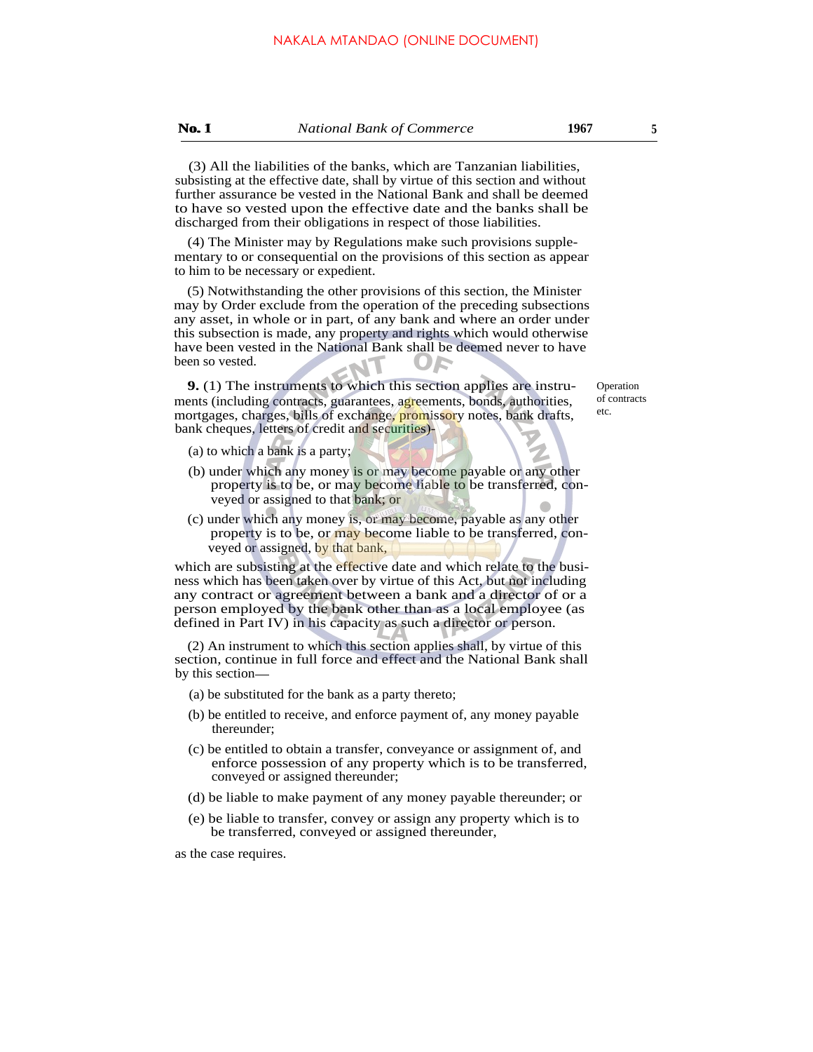(3) All the liabilities of the banks, which are Tanzanian liabilities, subsisting at the effective date, shall by virtue of this section and without further assurance be vested in the National Bank and shall be deemed to have so vested upon the effective date and the banks shall be discharged from their obligations in respect of those liabilities.

(4) The Minister may by Regulations make such provisions supplementary to or consequential on the provisions of this section as appear to him to be necessary or expedient.

(5) Notwithstanding the other provisions of this section, the Minister may by Order exclude from the operation of the preceding subsections any asset, in whole or in part, of any bank and where an order under this subsection is made, any property and rights which would otherwise have been vested in the National Bank shall be deemed never to have been so vested.

Operation of contracts etc.

**9.** (1) The instruments to which this section applies are instruments (including contracts, guarantees, agreements, bonds, authorities, mortgages, charges, bills of exchange, promissory notes, bank drafts, bank cheques, letters of credit and securities)-

(a) to which a bank is a party;

(b) under which any money is or may become payable or any other property is to be, or may become liable to be transferred, conveyed or assigned to that bank; or

(c) under which any money is, or may become, payable as any other property is to be, or may become liable to be transferred, conveyed or assigned, by that bank,

which are subsisting at the effective date and which relate to the business which has been taken over by virtue of this Act, but not including any contract or agreement between a bank and a director of or a person employed by the bank other than as a local employee (as defined in Part IV) in his capacity as such a director or person.

(2) An instrument to which this section applies shall, by virtue of this section, continue in full force and effect and the National Bank shall by this section—

(a) be substituted for the bank as a party thereto;

(b) be entitled to receive, and enforce payment of, any money payable thereunder;

(c) be entitled to obtain a transfer, conveyance or assignment of, and enforce possession of any property which is to be transferred, conveyed or assigned thereunder;

(d) be liable to make payment of any money payable thereunder; or

(e) be liable to transfer, convey or assign any property which is to be transferred, conveyed or assigned thereunder,

as the case requires.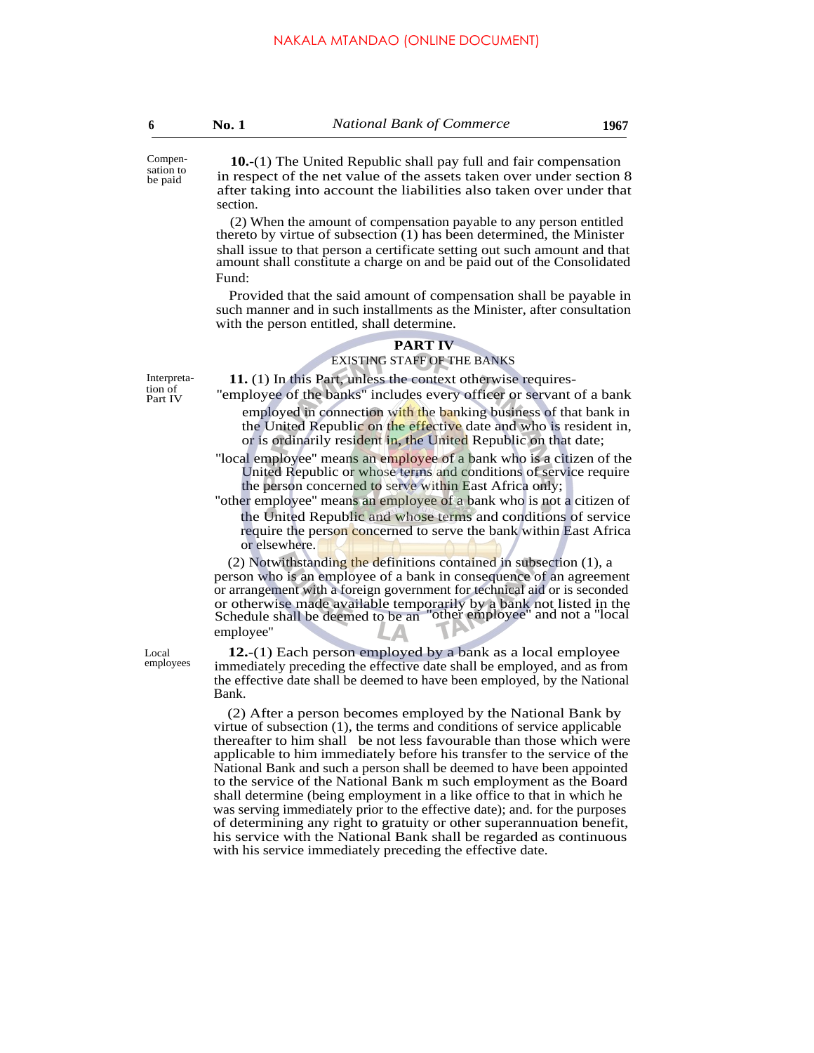Compensation to be paid

**10.**-(1) The United Republic shall pay full and fair compensation in respect of the net value of the assets taken over under section 8 after taking into account the liabilities also taken over under that section.

(2) When the amount of compensation payable to any person entitled thereto by virtue of subsection (1) has been determined, the Minister shall issue to that person a certificate setting out such amount and that amount shall constitute a charge on and be paid out of the Consolidated Fund:

Provided that the said amount of compensation shall be payable in such manner and in such installments as the Minister, after consultation with the person entitled, shall determine.

## PART IV

### EXISTING STAFF OF THE BANKS

Interpretation of Part IV

**11.** (1) In this Part, unless the context otherwise requires-

"employee of the banks" includes every officer or servant of a bank employed in connection with the banking business of that bank in the United Republic on the effective date and who is resident in, or is ordinarily resident in, the United Republic on that date;

"local employee" means an employee of a bank who is a citizen of the United Republic or whose terms and conditions of service require the person concerned to serve within East Africa only;

"other employee" means an employee of a bank who is not a citizen of the United Republic and whose terms and conditions of service require the person concerned to serve the bank within East Africa or elsewhere.

(2) Notwithstanding the definitions contained in subsection (1), a person who is an employee of a bank in consequence of an agreement or arrangement with a foreign government for technical aid or is seconded or otherwise made available temporarily by a bank not listed in the Schedule shall be deemed to be an "other employee" and not a "local employee"

Local employees

**12.**-(1) Each person employed by a bank as a local employee immediately preceding the effective date shall be employed, and as from the effective date shall be deemed to have been employed, by the National Bank.

(2) After a person becomes employed by the National Bank by virtue of subsection (1), the terms and conditions of service applicable thereafter to him shall be not less favourable than those which were applicable to him immediately before his transfer to the service of the National Bank and such a person shall be deemed to have been appointed to the service of the National Bank m such employment as the Board shall determine (being employment in a like office to that in which he was serving immediately prior to the effective date); and. for the purposes of determining any right to gratuity or other superannuation benefit, his service with the National Bank shall be regarded as continuous with his service immediately preceding the effective date.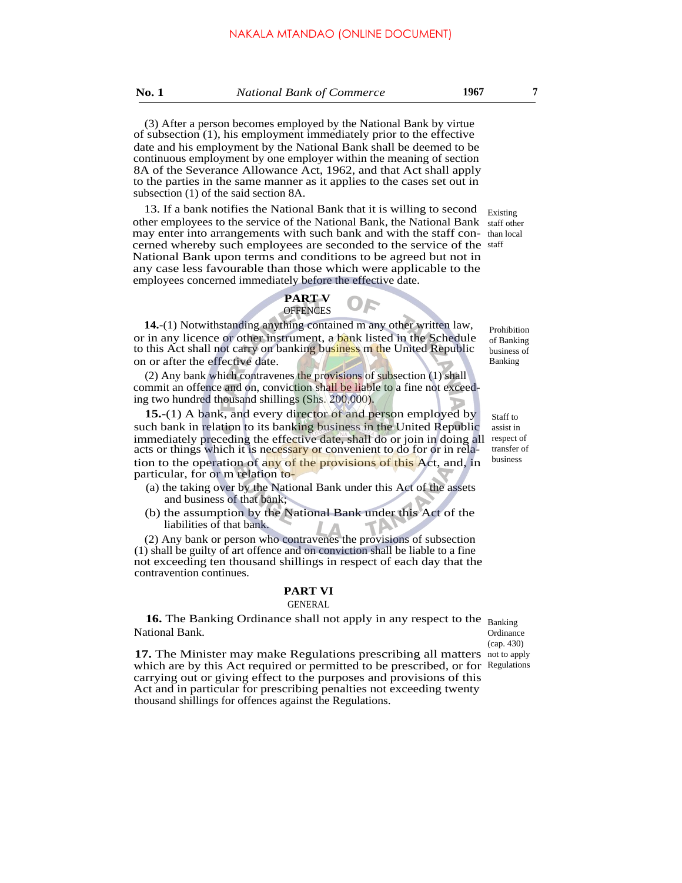(3) After a person becomes employed by the National Bank by virtue of subsection (1), his employment immediately prior to the effective date and his employment by the National Bank shall be deemed to be continuous employment by one employer within the meaning of section 8A of the Severance Allowance Act, 1962, and that Act shall apply to the parties in the same manner as it applies to the cases set out in subsection (1) of the said section 8A.

Existing staff other than local staff

13. If a bank notifies the National Bank that it is willing to second other employees to the service of the National Bank, the National Bank may enter into arrangements with such bank and with the staff concerned whereby such employees are seconded to the service of the National Bank upon terms and conditions to be agreed but not in any case less favourable than those which were applicable to the employees concerned immediately before the effective date.

## PART V
### OFFENCES

Prohibition of Banking business of Banking

**14.**-(1) Notwithstanding anything contained m any other written law, or in any licence or other instrument, a bank listed in the Schedule to this Act shall not carry on banking business m the United Republic on or after the effective date.

(2) Any bank which contravenes the provisions of subsection (1) shall commit an offence and on, conviction shall be liable to a fine not exceeding two hundred thousand shillings (Shs. 200,000).

Staff to assist in respect of transfer of business

**15.**-(1) A bank, and every director of and person employed by such bank in relation to its banking business in the United Republic immediately preceding the effective date, shall do or join in doing all acts or things which it is necessary or convenient to do for or in relation to the operation of any of the provisions of this Act, and, in particular, for or m relation to-

(a) the taking over by the National Bank under this Act of the assets and business of that bank;

(b) the assumption by the National Bank under this Act of the liabilities of that bank.

(2) Any bank or person who contravenes the provisions of subsection (1) shall be guilty of art offence and on conviction shall be liable to a fine not exceeding ten thousand shillings in respect of each day that the contravention continues.

## PART VI
### GENERAL

Banking Ordinance (cap. 430) not to apply

**16.** The Banking Ordinance shall not apply in any respect to the National Bank.

Regulations

**17.** The Minister may make Regulations prescribing all matters which are by this Act required or permitted to be prescribed, or for carrying out or giving effect to the purposes and provisions of this Act and in particular for prescribing penalties not exceeding twenty thousand shillings for offences against the Regulations.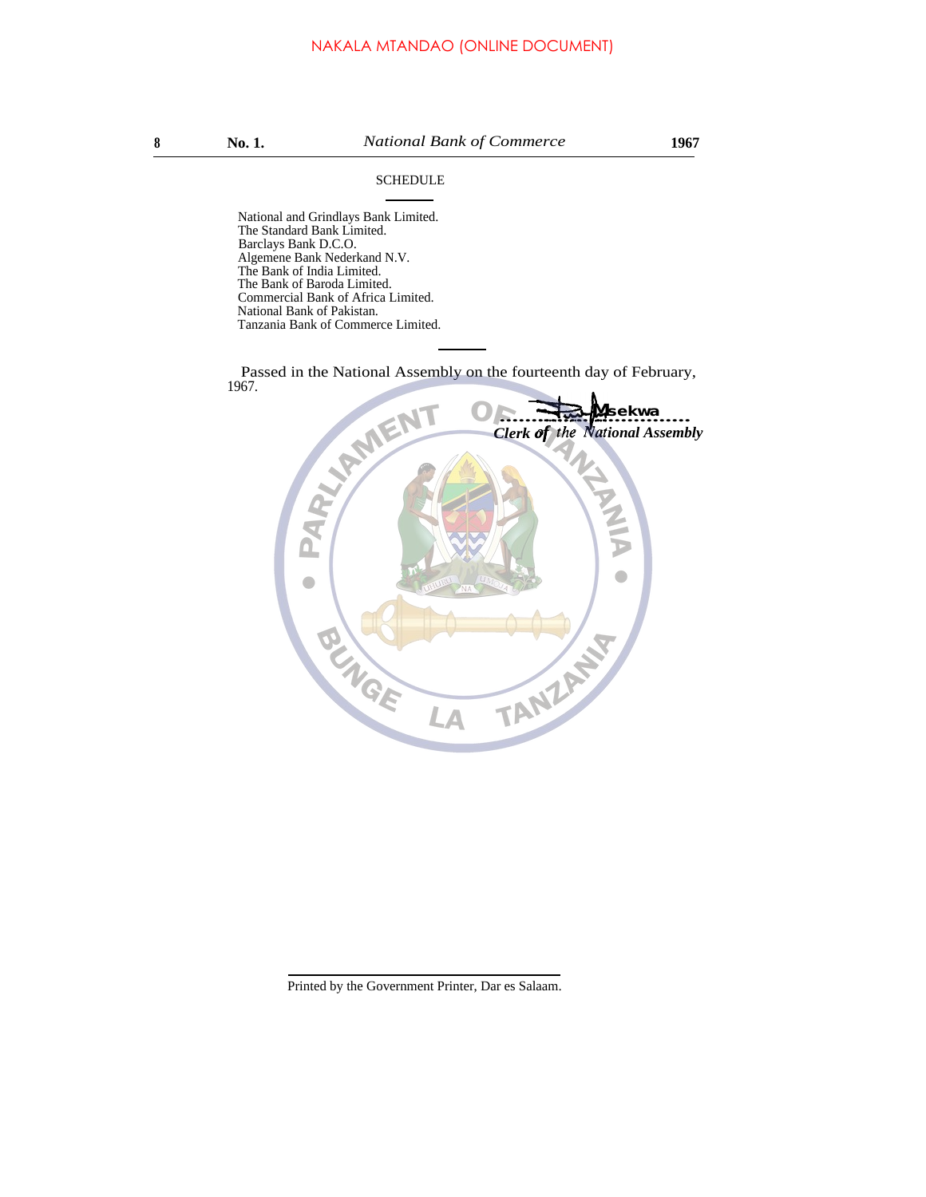SCHEDULE

National and Grindlays Bank Limited.
The Standard Bank Limited.
Barclays Bank D.C.O.
Algemene Bank Nederkand N.V.
The Bank of India Limited.
The Bank of Baroda Limited.
Commercial Bank of Africa Limited.
National Bank of Pakistan.
Tanzania Bank of Commerce Limited.

Passed in the National Assembly on the fourteenth day of February, 1967.

Msekwa
*Clerk of the National Assembly*

Printed by the Government Printer, Dar es Salaam.